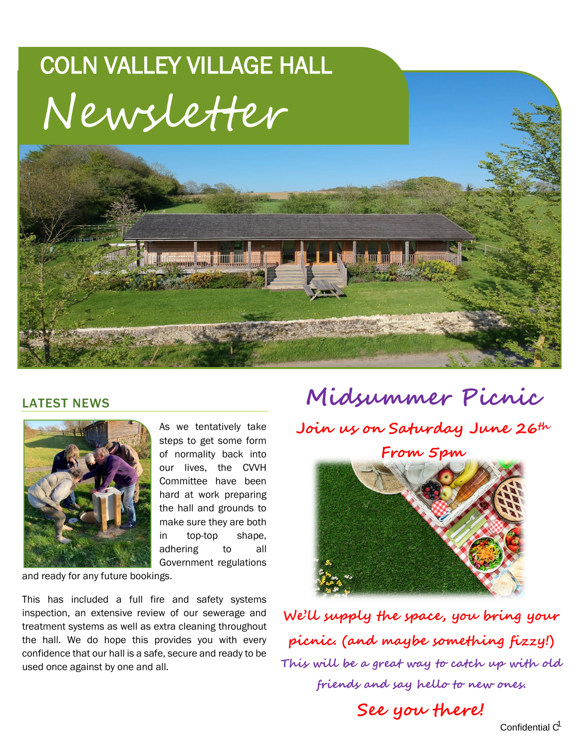# COLN VALLEY VILLAGE HALL

# Newsletter

## LATEST NEWS

As we tentatively take steps to get some form of normality back into our lives, the CVVH Committee have been hard at work preparing the hall and grounds to make sure they are both in top-top shape, adhering to all Government regulations and ready for any future bookings.

This has included a full fire and safety systems inspection, an extensive review of our sewerage and treatment systems as well as extra cleaning throughout the hall. We do hope this provides you with every confidence that our hall is a safe, secure and ready to be used once against by one and all.

## Midsummer Picnic

**Join us on Saturday June 26th**

**From 5pm**

**We'll supply the space, you bring your picnic. (and maybe something fizzy!)**

This will be a great way to catch up with old friends and say hello to new ones.

**See you there!**

Confidential C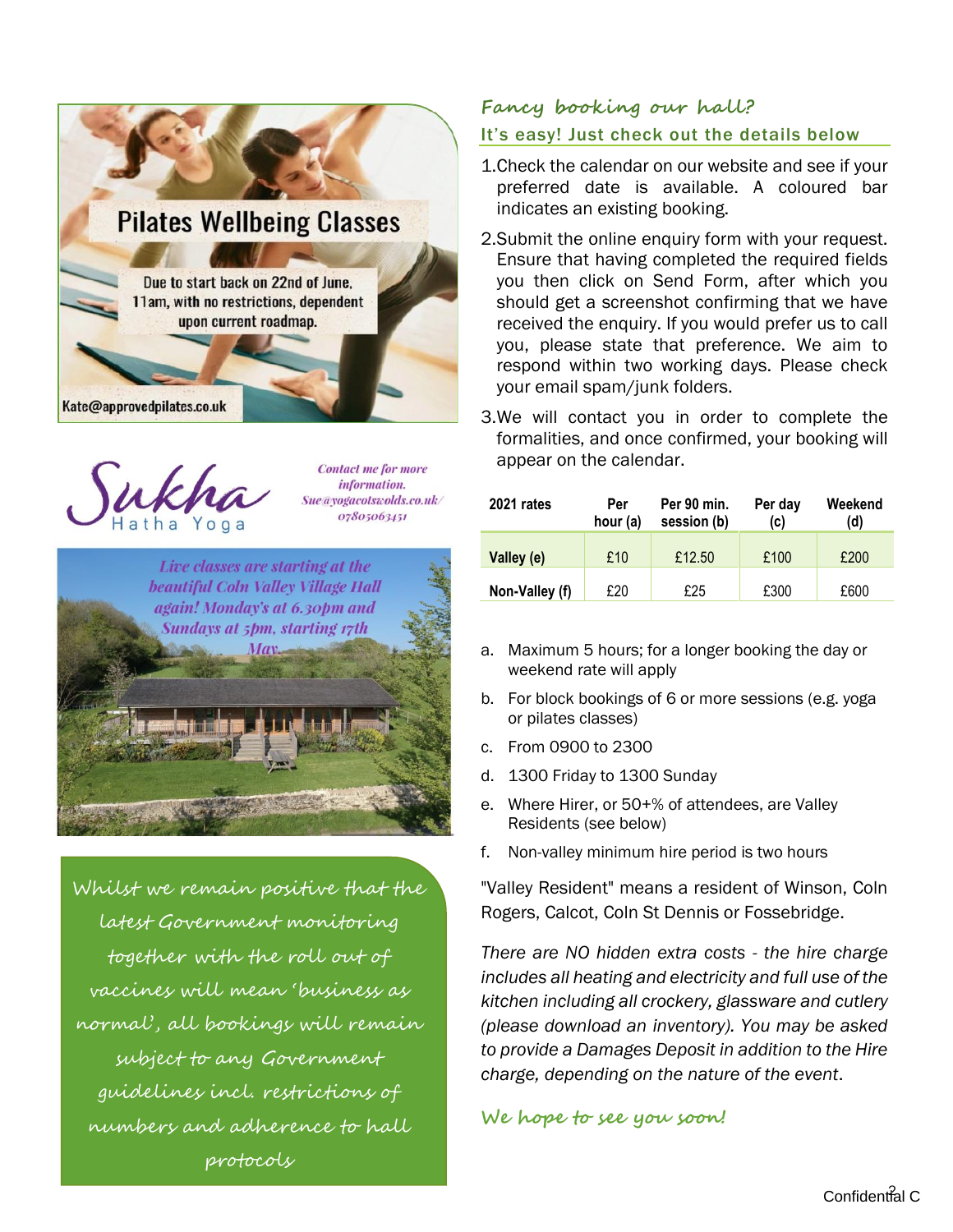## Pilates Wellbeing Classes

Due to start back on 22nd of June, 11am, with no restrictions, dependent upon current roadmap.

Kate@approvedpilates.co.uk

**Sukha** Hatha Yoga

*Contact me for more information. Sue@yogacotswolds.co.uk/ 07805063451*

*Live classes are starting at the beautiful Coln Valley Village Hall again! Monday's at 6.30pm and Sundays at 5pm, starting 17th May.*

*Whilst we remain positive that the latest Government monitoring together with the roll out of vaccines will mean 'business as normal', all bookings will remain subject to any Government guidelines incl. restrictions of numbers and adherence to hall protocols*

## *Fancy booking our hall?*

### It's easy! Just check out the details below

1. Check the calendar on our website and see if your preferred date is available. A coloured bar indicates an existing booking.
2. Submit the online enquiry form with your request. Ensure that having completed the required fields you then click on Send Form, after which you should get a screenshot confirming that we have received the enquiry. If you would prefer us to call you, please state that preference. We aim to respond within two working days. Please check your email spam/junk folders.
3. We will contact you in order to complete the formalities, and once confirmed, your booking will appear on the calendar.

| 2021 rates | Per hour (a) | Per 90 min. session (b) | Per day (c) | Weekend (d) |
|---|---|---|---|---|
| Valley (e) | £10 | £12.50 | £100 | £200 |
| Non-Valley (f) | £20 | £25 | £300 | £600 |

a. Maximum 5 hours; for a longer booking the day or weekend rate will apply

b. For block bookings of 6 or more sessions (e.g. yoga or pilates classes)

c. From 0900 to 2300

d. 1300 Friday to 1300 Sunday

e. Where Hirer, or 50+% of attendees, are Valley Residents (see below)

f. Non-valley minimum hire period is two hours

"Valley Resident" means a resident of Winson, Coln Rogers, Calcot, Coln St Dennis or Fossebridge.

*There are NO hidden extra costs - the hire charge includes all heating and electricity and full use of the kitchen including all crockery, glassware and cutlery (please download an inventory). You may be asked to provide a Damages Deposit in addition to the Hire charge, depending on the nature of the event.*

*We hope to see you soon!*